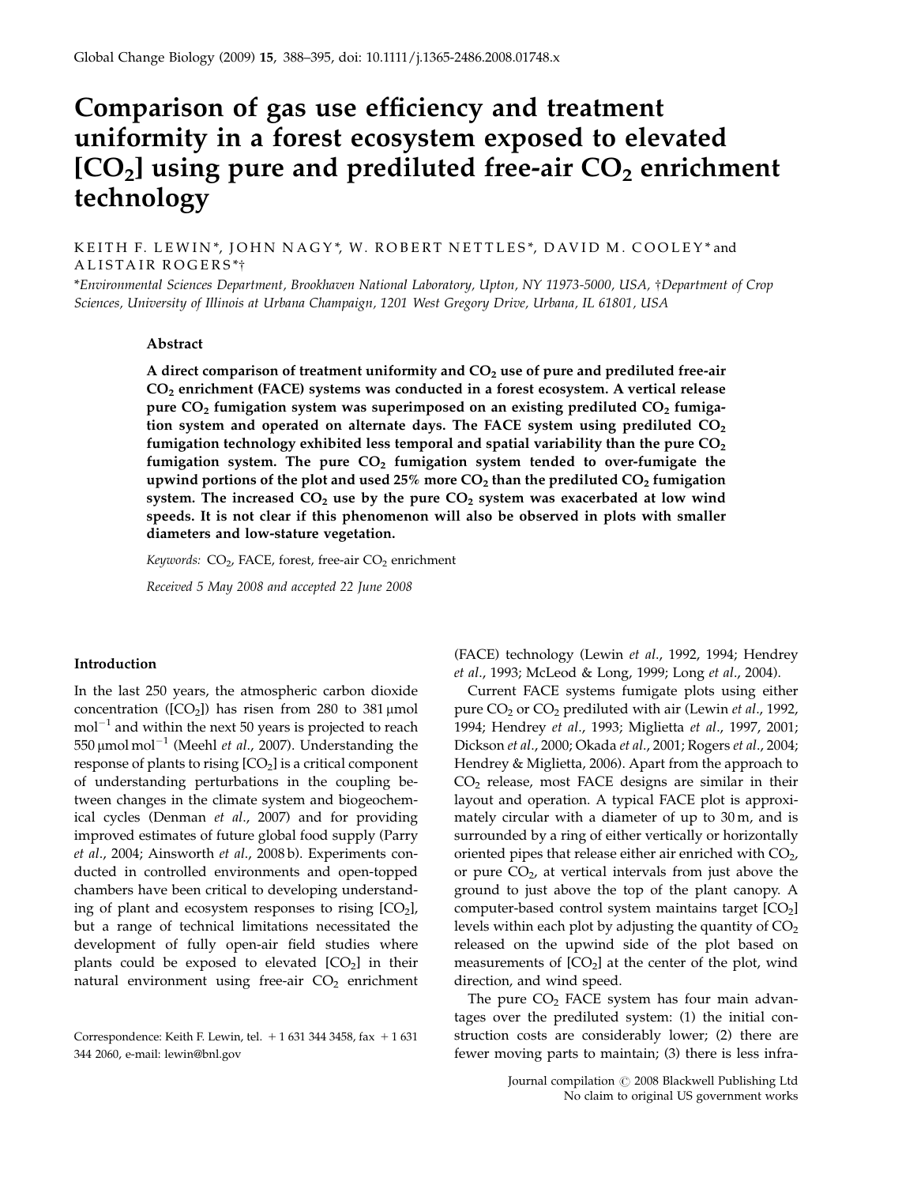# Comparison of gas use efficiency and treatment uniformity in a forest ecosystem exposed to elevated [$CO_2$] using pure and prediluted free-air $CO_2$ enrichment technology

KEITH F. LEWIN*, JOHN NAGY*, W. ROBERT NETTLES*, DAVID M. COOLEY* and ALISTAIR ROGERS*†

*Environmental Sciences Department, Brookhaven National Laboratory, Upton, NY 11973-5000, USA, †Department of Crop Sciences, University of Illinois at Urbana Champaign, 1201 West Gregory Drive, Urbana, IL 61801, USA

## Abstract

**A direct comparison of treatment uniformity and $CO_2$ use of pure and prediluted free-air $CO_2$ enrichment (FACE) systems was conducted in a forest ecosystem. A vertical release pure $CO_2$ fumigation system was superimposed on an existing prediluted $CO_2$ fumigation system and operated on alternate days. The FACE system using prediluted $CO_2$ fumigation technology exhibited less temporal and spatial variability than the pure $CO_2$ fumigation system. The pure $CO_2$ fumigation system tended to over-fumigate the upwind portions of the plot and used 25% more $CO_2$ than the prediluted $CO_2$ fumigation system. The increased $CO_2$ use by the pure $CO_2$ system was exacerbated at low wind speeds. It is not clear if this phenomenon will also be observed in plots with smaller diameters and low-stature vegetation.**

*Keywords:* $CO_2$, FACE, forest, free-air $CO_2$ enrichment

*Received 5 May 2008 and accepted 22 June 2008*

## Introduction

In the last 250 years, the atmospheric carbon dioxide concentration ([$CO_2$]) has risen from 280 to 381 μmol mol$^{-1}$ and within the next 50 years is projected to reach 550 μmol mol$^{-1}$ (Meehl *et al*., 2007). Understanding the response of plants to rising [$CO_2$] is a critical component of understanding perturbations in the coupling between changes in the climate system and biogeochemical cycles (Denman *et al*., 2007) and for providing improved estimates of future global food supply (Parry *et al*., 2004; Ainsworth *et al*., 2008 b). Experiments conducted in controlled environments and open-topped chambers have been critical to developing understanding of plant and ecosystem responses to rising [$CO_2$], but a range of technical limitations necessitated the development of fully open-air field studies where plants could be exposed to elevated [$CO_2$] in their natural environment using free-air $CO_2$ enrichment (FACE) technology (Lewin *et al*., 1992, 1994; Hendrey *et al*., 1993; McLeod & Long, 1999; Long *et al*., 2004).

Current FACE systems fumigate plots using either pure $CO_2$ or $CO_2$ prediluted with air (Lewin *et al*., 1992, 1994; Hendrey *et al*., 1993; Miglietta *et al*., 1997, 2001; Dickson *et al*., 2000; Okada *et al*., 2001; Rogers *et al*., 2004; Hendrey & Miglietta, 2006). Apart from the approach to $CO_2$ release, most FACE designs are similar in their layout and operation. A typical FACE plot is approximately circular with a diameter of up to 30 m, and is surrounded by a ring of either vertically or horizontally oriented pipes that release either air enriched with $CO_2$, or pure $CO_2$, at vertical intervals from just above the ground to just above the top of the plant canopy. A computer-based control system maintains target [$CO_2$] levels within each plot by adjusting the quantity of $CO_2$ released on the upwind side of the plot based on measurements of [$CO_2$] at the center of the plot, wind direction, and wind speed.

The pure $CO_2$ FACE system has four main advantages over the prediluted system: (1) the initial construction costs are considerably lower; (2) there are fewer moving parts to maintain; (3) there is less infra-

Correspondence: Keith F. Lewin, tel. + 1 631 344 3458, fax + 1 631 344 2060, e-mail: lewin@bnl.gov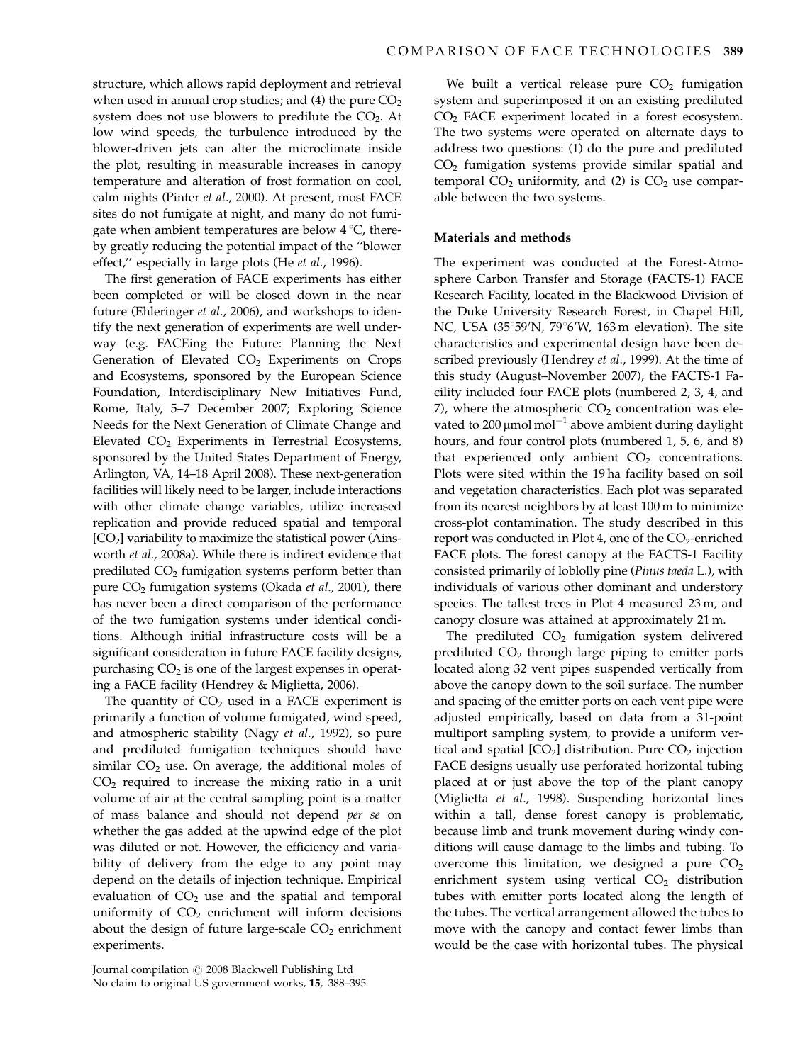structure, which allows rapid deployment and retrieval when used in annual crop studies; and (4) the pure $CO_2$ system does not use blowers to predilute the $CO_2$. At low wind speeds, the turbulence introduced by the blower-driven jets can alter the microclimate inside the plot, resulting in measurable increases in canopy temperature and alteration of frost formation on cool, calm nights (Pinter *et al*., 2000). At present, most FACE sites do not fumigate at night, and many do not fumigate when ambient temperatures are below 4 °C, thereby greatly reducing the potential impact of the "blower effect," especially in large plots (He *et al*., 1996).

The first generation of FACE experiments has either been completed or will be closed down in the near future (Ehleringer *et al*., 2006), and workshops to identify the next generation of experiments are well underway (e.g. FACEing the Future: Planning the Next Generation of Elevated $CO_2$ Experiments on Crops and Ecosystems, sponsored by the European Science Foundation, Interdisciplinary New Initiatives Fund, Rome, Italy, 5–7 December 2007; Exploring Science Needs for the Next Generation of Climate Change and Elevated $CO_2$ Experiments in Terrestrial Ecosystems, sponsored by the United States Department of Energy, Arlington, VA, 14–18 April 2008). These next-generation facilities will likely need to be larger, include interactions with other climate change variables, utilize increased replication and provide reduced spatial and temporal [$CO_2$] variability to maximize the statistical power (Ainsworth *et al*., 2008a). While there is indirect evidence that prediluted $CO_2$ fumigation systems perform better than pure $CO_2$ fumigation systems (Okada *et al*., 2001), there has never been a direct comparison of the performance of the two fumigation systems under identical conditions. Although initial infrastructure costs will be a significant consideration in future FACE facility designs, purchasing $CO_2$ is one of the largest expenses in operating a FACE facility (Hendrey & Miglietta, 2006).

The quantity of $CO_2$ used in a FACE experiment is primarily a function of volume fumigated, wind speed, and atmospheric stability (Nagy *et al*., 1992), so pure and prediluted fumigation techniques should have similar $CO_2$ use. On average, the additional moles of $CO_2$ required to increase the mixing ratio in a unit volume of air at the central sampling point is a matter of mass balance and should not depend *per se* on whether the gas added at the upwind edge of the plot was diluted or not. However, the efficiency and variability of delivery from the edge to any point may depend on the details of injection technique. Empirical evaluation of $CO_2$ use and the spatial and temporal uniformity of $CO_2$ enrichment will inform decisions about the design of future large-scale $CO_2$ enrichment experiments.

We built a vertical release pure $CO_2$ fumigation system and superimposed it on an existing prediluted $CO_2$ FACE experiment located in a forest ecosystem. The two systems were operated on alternate days to address two questions: (1) do the pure and prediluted $CO_2$ fumigation systems provide similar spatial and temporal $CO_2$ uniformity, and (2) is $CO_2$ use comparable between the two systems.

## Materials and methods

The experiment was conducted at the Forest-Atmosphere Carbon Transfer and Storage (FACTS-1) FACE Research Facility, located in the Blackwood Division of the Duke University Research Forest, in Chapel Hill, NC, USA (35°59′N, 79°6′W, 163 m elevation). The site characteristics and experimental design have been described previously (Hendrey *et al*., 1999). At the time of this study (August–November 2007), the FACTS-1 Facility included four FACE plots (numbered 2, 3, 4, and 7), where the atmospheric $CO_2$ concentration was elevated to 200 $\mu$mol mol$^{-1}$ above ambient during daylight hours, and four control plots (numbered 1, 5, 6, and 8) that experienced only ambient $CO_2$ concentrations. Plots were sited within the 19 ha facility based on soil and vegetation characteristics. Each plot was separated from its nearest neighbors by at least 100 m to minimize cross-plot contamination. The study described in this report was conducted in Plot 4, one of the $CO_2$-enriched FACE plots. The forest canopy at the FACTS-1 Facility consisted primarily of loblolly pine (*Pinus taeda* L.), with individuals of various other dominant and understory species. The tallest trees in Plot 4 measured 23 m, and canopy closure was attained at approximately 21 m.

The prediluted $CO_2$ fumigation system delivered prediluted $CO_2$ through large piping to emitter ports located along 32 vent pipes suspended vertically from above the canopy down to the soil surface. The number and spacing of the emitter ports on each vent pipe were adjusted empirically, based on data from a 31-point multiport sampling system, to provide a uniform vertical and spatial [$CO_2$] distribution. Pure $CO_2$ injection FACE designs usually use perforated horizontal tubing placed at or just above the top of the plant canopy (Miglietta *et al*., 1998). Suspending horizontal lines within a tall, dense forest canopy is problematic, because limb and trunk movement during windy conditions will cause damage to the limbs and tubing. To overcome this limitation, we designed a pure $CO_2$ enrichment system using vertical $CO_2$ distribution tubes with emitter ports located along the length of the tubes. The vertical arrangement allowed the tubes to move with the canopy and contact fewer limbs than would be the case with horizontal tubes. The physical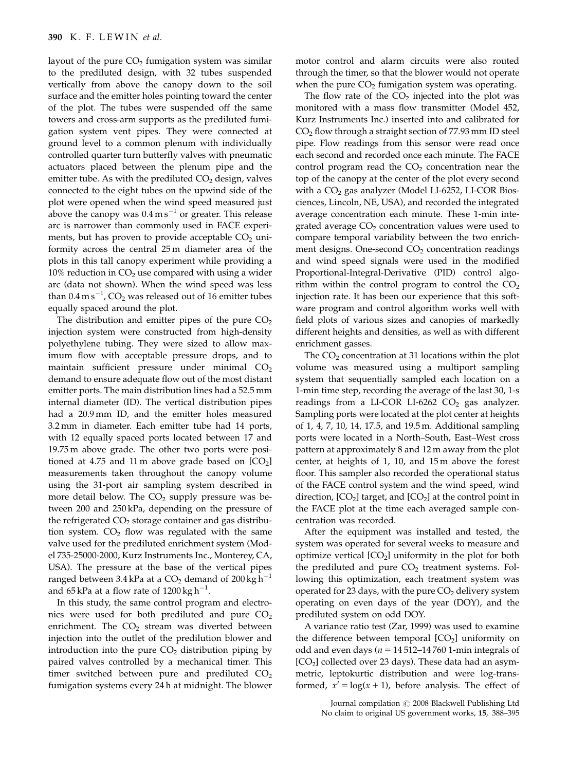layout of the pure $CO_2$ fumigation system was similar to the prediluted design, with 32 tubes suspended vertically from above the canopy down to the soil surface and the emitter holes pointing toward the center of the plot. The tubes were suspended off the same towers and cross-arm supports as the prediluted fumigation system vent pipes. They were connected at ground level to a common plenum with individually controlled quarter turn butterfly valves with pneumatic actuators placed between the plenum pipe and the emitter tube. As with the prediluted $CO_2$ design, valves connected to the eight tubes on the upwind side of the plot were opened when the wind speed measured just above the canopy was $0.4\,\mathrm{m\,s^{-1}}$ or greater. This release arc is narrower than commonly used in FACE experiments, but has proven to provide acceptable $CO_2$ uniformity across the central 25 m diameter area of the plots in this tall canopy experiment while providing a 10% reduction in $CO_2$ use compared with using a wider arc (data not shown). When the wind speed was less than $0.4\,\mathrm{m\,s^{-1}}$, $CO_2$ was released out of 16 emitter tubes equally spaced around the plot.

The distribution and emitter pipes of the pure $CO_2$ injection system were constructed from high-density polyethylene tubing. They were sized to allow maximum flow with acceptable pressure drops, and to maintain sufficient pressure under minimal $CO_2$ demand to ensure adequate flow out of the most distant emitter ports. The main distribution lines had a 52.5 mm internal diameter (ID). The vertical distribution pipes had a 20.9 mm ID, and the emitter holes measured 3.2 mm in diameter. Each emitter tube had 14 ports, with 12 equally spaced ports located between 17 and 19.75 m above grade. The other two ports were positioned at 4.75 and 11 m above grade based on [$CO_2$] measurements taken throughout the canopy volume using the 31-port air sampling system described in more detail below. The $CO_2$ supply pressure was between 200 and 250 kPa, depending on the pressure of the refrigerated $CO_2$ storage container and gas distribution system. $CO_2$ flow was regulated with the same valve used for the prediluted enrichment system (Model 735-25000-2000, Kurz Instruments Inc., Monterey, CA, USA). The pressure at the base of the vertical pipes ranged between 3.4 kPa at a $CO_2$ demand of $200\,\mathrm{kg\,h^{-1}}$ and 65 kPa at a flow rate of $1200\,\mathrm{kg\,h^{-1}}$.

In this study, the same control program and electronics were used for both prediluted and pure $CO_2$ enrichment. The $CO_2$ stream was diverted between injection into the outlet of the predilution blower and introduction into the pure $CO_2$ distribution piping by paired valves controlled by a mechanical timer. This timer switched between pure and prediluted $CO_2$ fumigation systems every 24 h at midnight. The blower motor control and alarm circuits were also routed through the timer, so that the blower would not operate when the pure $CO_2$ fumigation system was operating.

The flow rate of the $CO_2$ injected into the plot was monitored with a mass flow transmitter (Model 452, Kurz Instruments Inc.) inserted into and calibrated for $CO_2$ flow through a straight section of 77.93 mm ID steel pipe. Flow readings from this sensor were read once each second and recorded once each minute. The FACE control program read the $CO_2$ concentration near the top of the canopy at the center of the plot every second with a $CO_2$ gas analyzer (Model LI-6252, LI-COR Biosciences, Lincoln, NE, USA), and recorded the integrated average concentration each minute. These 1-min integrated average $CO_2$ concentration values were used to compare temporal variability between the two enrichment designs. One-second $CO_2$ concentration readings and wind speed signals were used in the modified Proportional-Integral-Derivative (PID) control algorithm within the control program to control the $CO_2$ injection rate. It has been our experience that this software program and control algorithm works well with field plots of various sizes and canopies of markedly different heights and densities, as well as with different enrichment gasses.

The $CO_2$ concentration at 31 locations within the plot volume was measured using a multiport sampling system that sequentially sampled each location on a 1-min time step, recording the average of the last 30, 1-s readings from a LI-COR LI-6262 $CO_2$ gas analyzer. Sampling ports were located at the plot center at heights of 1, 4, 7, 10, 14, 17.5, and 19.5 m. Additional sampling ports were located in a North–South, East–West cross pattern at approximately 8 and 12 m away from the plot center, at heights of 1, 10, and 15 m above the forest floor. This sampler also recorded the operational status of the FACE control system and the wind speed, wind direction, [$CO_2$] target, and [$CO_2$] at the control point in the FACE plot at the time each averaged sample concentration was recorded.

After the equipment was installed and tested, the system was operated for several weeks to measure and optimize vertical [$CO_2$] uniformity in the plot for both the prediluted and pure $CO_2$ treatment systems. Following this optimization, each treatment system was operated for 23 days, with the pure $CO_2$ delivery system operating on even days of the year (DOY), and the prediluted system on odd DOY.

A variance ratio test (Zar, 1999) was used to examine the difference between temporal [$CO_2$] uniformity on odd and even days ($n = 14\,512$–$14\,760$ 1-min integrals of [$CO_2$] collected over 23 days). These data had an asymmetric, leptokurtic distribution and were log-transformed, $x' = \log(x + 1)$, before analysis. The effect of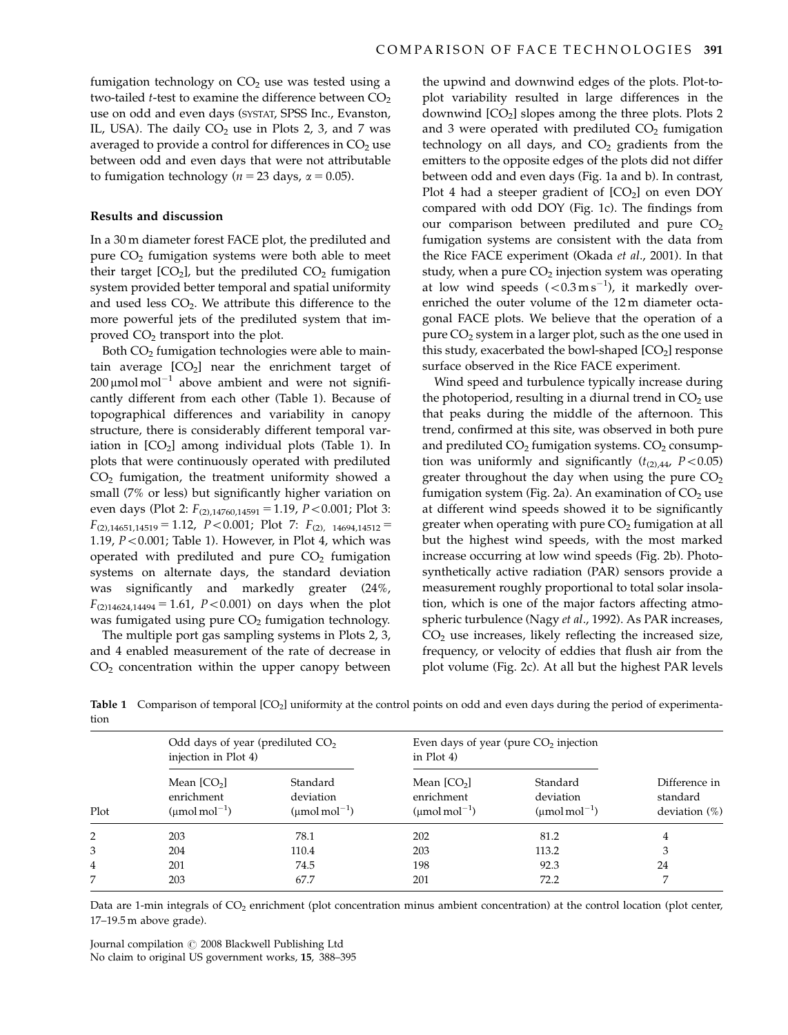fumigation technology on $CO_2$ use was tested using a two-tailed $t$-test to examine the difference between $CO_2$ use on odd and even days (SYSTAT, SPSS Inc., Evanston, IL, USA). The daily $CO_2$ use in Plots 2, 3, and 7 was averaged to provide a control for differences in $CO_2$ use between odd and even days that were not attributable to fumigation technology ($n = 23$ days, $\alpha = 0.05$).

### Results and discussion

In a 30 m diameter forest FACE plot, the prediluted and pure $CO_2$ fumigation systems were both able to meet their target [$CO_2$], but the prediluted $CO_2$ fumigation system provided better temporal and spatial uniformity and used less $CO_2$. We attribute this difference to the more powerful jets of the prediluted system that improved $CO_2$ transport into the plot.

Both $CO_2$ fumigation technologies were able to maintain average [$CO_2$] near the enrichment target of $200\,\mu mol\,mol^{-1}$ above ambient and were not significantly different from each other (Table 1). Because of topographical differences and variability in canopy structure, there is considerably different temporal variation in [$CO_2$] among individual plots (Table 1). In plots that were continuously operated with prediluted $CO_2$ fumigation, the treatment uniformity showed a small (7% or less) but significantly higher variation on even days (Plot 2: $F_{(2),14760,14591} = 1.19$, $P < 0.001$; Plot 3: $F_{(2),14651,14519} = 1.12$, $P < 0.001$; Plot 7: $F_{(2),\ 14694,14512} = 1.19$, $P < 0.001$; Table 1). However, in Plot 4, which was operated with prediluted and pure $CO_2$ fumigation systems on alternate days, the standard deviation was significantly and markedly greater (24%, $F_{(2)14624,14494} = 1.61$, $P < 0.001$) on days when the plot was fumigated using pure $CO_2$ fumigation technology.

The multiple port gas sampling systems in Plots 2, 3, and 4 enabled measurement of the rate of decrease in $CO_2$ concentration within the upper canopy between the upwind and downwind edges of the plots. Plot-to-plot variability resulted in large differences in the downwind [$CO_2$] slopes among the three plots. Plots 2 and 3 were operated with prediluted $CO_2$ fumigation technology on all days, and $CO_2$ gradients from the emitters to the opposite edges of the plots did not differ between odd and even days (Fig. 1a and b). In contrast, Plot 4 had a steeper gradient of [$CO_2$] on even DOY compared with odd DOY (Fig. 1c). The findings from our comparison between prediluted and pure $CO_2$ fumigation systems are consistent with the data from the Rice FACE experiment (Okada *et al*., 2001). In that study, when a pure $CO_2$ injection system was operating at low wind speeds ($< 0.3\,m\,s^{-1}$), it markedly overenriched the outer volume of the 12 m diameter octagonal FACE plots. We believe that the operation of a pure $CO_2$ system in a larger plot, such as the one used in this study, exacerbated the bowl-shaped [$CO_2$] response surface observed in the Rice FACE experiment.

Wind speed and turbulence typically increase during the photoperiod, resulting in a diurnal trend in $CO_2$ use that peaks during the middle of the afternoon. This trend, confirmed at this site, was observed in both pure and prediluted $CO_2$ fumigation systems. $CO_2$ consumption was uniformly and significantly ($t_{(2),44}$, $P < 0.05$) greater throughout the day when using the pure $CO_2$ fumigation system (Fig. 2a). An examination of $CO_2$ use at different wind speeds showed it to be significantly greater when operating with pure $CO_2$ fumigation at all but the highest wind speeds, with the most marked increase occurring at low wind speeds (Fig. 2b). Photosynthetically active radiation (PAR) sensors provide a measurement roughly proportional to total solar insolation, which is one of the major factors affecting atmospheric turbulence (Nagy *et al*., 1992). As PAR increases, $CO_2$ use increases, likely reflecting the increased size, frequency, or velocity of eddies that flush air from the plot volume (Fig. 2c). At all but the highest PAR levels

**Table 1** Comparison of temporal [$CO_2$] uniformity at the control points on odd and even days during the period of experimentation

| | Odd days of year (prediluted $CO_2$ injection in Plot 4) | | Even days of year (pure $CO_2$ injection in Plot 4) | | |
|---|---|---|---|---|---|
| Plot | Mean [$CO_2$] enrichment ($\mu mol\,mol^{-1}$) | Standard deviation ($\mu mol\,mol^{-1}$) | Mean [$CO_2$] enrichment ($\mu mol\,mol^{-1}$) | Standard deviation ($\mu mol\,mol^{-1}$) | Difference in standard deviation (%) |
| 2 | 203 | 78.1 | 202 | 81.2 | 4 |
| 3 | 204 | 110.4 | 203 | 113.2 | 3 |
| 4 | 201 | 74.5 | 198 | 92.3 | 24 |
| 7 | 203 | 67.7 | 201 | 72.2 | 7 |

Data are 1-min integrals of $CO_2$ enrichment (plot concentration minus ambient concentration) at the control location (plot center, 17–19.5 m above grade).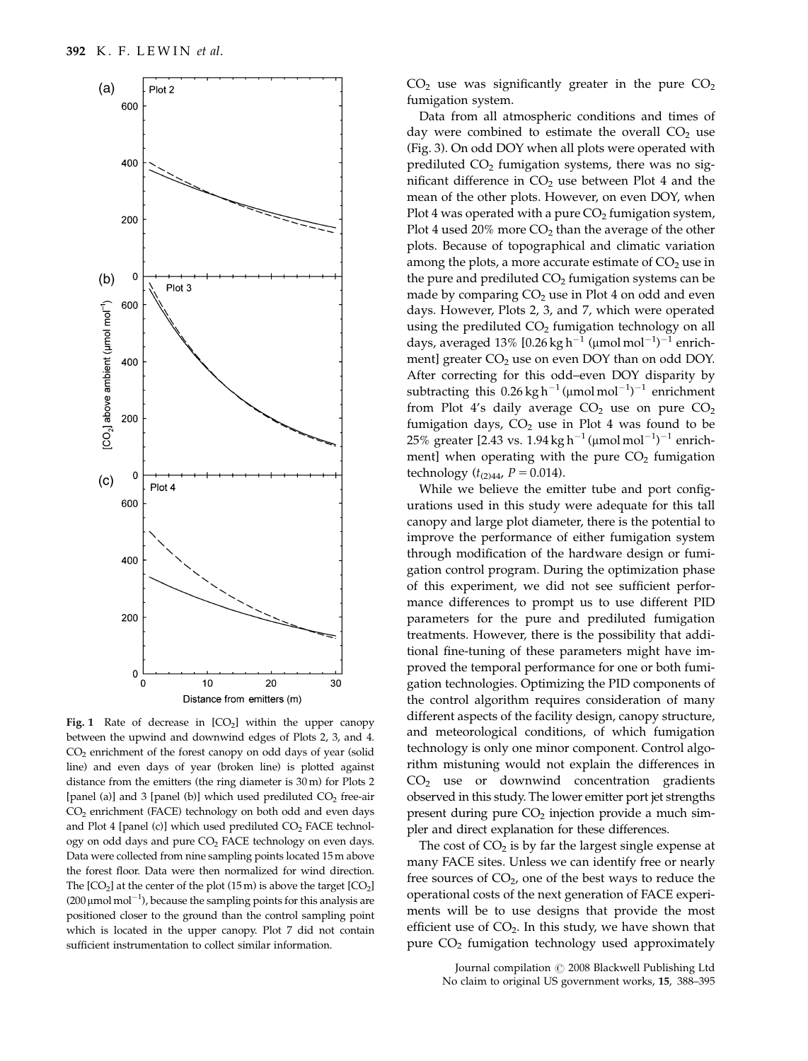Fig. 1 Rate of decrease in $[CO_2]$ within the upper canopy between the upwind and downwind edges of Plots 2, 3, and 4. $CO_2$ enrichment of the forest canopy on odd days of year (solid line) and even days of year (broken line) is plotted against distance from the emitters (the ring diameter is 30 m) for Plots 2 [panel (a)] and 3 [panel (b)] which used prediluted $CO_2$ free-air $CO_2$ enrichment (FACE) technology on both odd and even days and Plot 4 [panel (c)] which used prediluted $CO_2$ FACE technology on odd days and pure $CO_2$ FACE technology on even days. Data were collected from nine sampling points located 15 m above the forest floor. Data were then normalized for wind direction. The $[CO_2]$ at the center of the plot (15 m) is above the target $[CO_2]$ (200 μmol mol$^{-1}$), because the sampling points for this analysis are positioned closer to the ground than the control sampling point which is located in the upper canopy. Plot 7 did not contain sufficient instrumentation to collect similar information.

$CO_2$ use was significantly greater in the pure $CO_2$ fumigation system.

Data from all atmospheric conditions and times of day were combined to estimate the overall $CO_2$ use (Fig. 3). On odd DOY when all plots were operated with prediluted $CO_2$ fumigation systems, there was no significant difference in $CO_2$ use between Plot 4 and the mean of the other plots. However, on even DOY, when Plot 4 was operated with a pure $CO_2$ fumigation system, Plot 4 used 20% more $CO_2$ than the average of the other plots. Because of topographical and climatic variation among the plots, a more accurate estimate of $CO_2$ use in the pure and prediluted $CO_2$ fumigation systems can be made by comparing $CO_2$ use in Plot 4 on odd and even days. However, Plots 2, 3, and 7, which were operated using the prediluted $CO_2$ fumigation technology on all days, averaged 13% [0.26 kg h$^{-1}$ (μmol mol$^{-1}$)$^{-1}$ enrichment] greater $CO_2$ use on even DOY than on odd DOY. After correcting for this odd–even DOY disparity by subtracting this 0.26 kg h$^{-1}$ (μmol mol$^{-1}$)$^{-1}$ enrichment from Plot 4's daily average $CO_2$ use on pure $CO_2$ fumigation days, $CO_2$ use in Plot 4 was found to be 25% greater [2.43 vs. 1.94 kg h$^{-1}$ (μmol mol$^{-1}$)$^{-1}$ enrichment] when operating with the pure $CO_2$ fumigation technology ($t_{(2)44}$, $P = 0.014$).

While we believe the emitter tube and port configurations used in this study were adequate for this tall canopy and large plot diameter, there is the potential to improve the performance of either fumigation system through modification of the hardware design or fumigation control program. During the optimization phase of this experiment, we did not see sufficient performance differences to prompt us to use different PID parameters for the pure and prediluted fumigation treatments. However, there is the possibility that additional fine-tuning of these parameters might have improved the temporal performance for one or both fumigation technologies. Optimizing the PID components of the control algorithm requires consideration of many different aspects of the facility design, canopy structure, and meteorological conditions, of which fumigation technology is only one minor component. Control algorithm mistuning would not explain the differences in $CO_2$ use or downwind concentration gradients observed in this study. The lower emitter port jet strengths present during pure $CO_2$ injection provide a much simpler and direct explanation for these differences.

The cost of $CO_2$ is by far the largest single expense at many FACE sites. Unless we can identify free or nearly free sources of $CO_2$, one of the best ways to reduce the operational costs of the next generation of FACE experiments will be to use designs that provide the most efficient use of $CO_2$. In this study, we have shown that pure $CO_2$ fumigation technology used approximately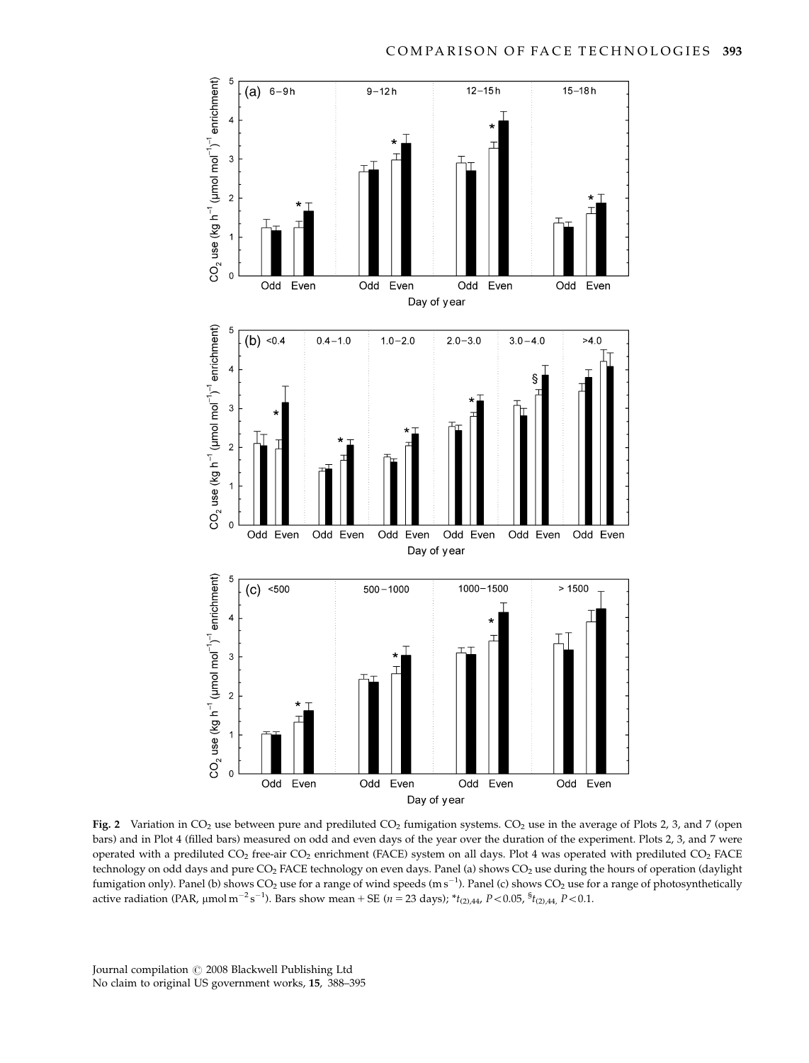**Fig. 2** Variation in $CO_2$ use between pure and prediluted $CO_2$ fumigation systems. $CO_2$ use in the average of Plots 2, 3, and 7 (open bars) and in Plot 4 (filled bars) measured on odd and even days of the year over the duration of the experiment. Plots 2, 3, and 7 were operated with a prediluted $CO_2$ free-air $CO_2$ enrichment (FACE) system on all days. Plot 4 was operated with prediluted $CO_2$ FACE technology on odd days and pure $CO_2$ FACE technology on even days. Panel (a) shows $CO_2$ use during the hours of operation (daylight fumigation only). Panel (b) shows $CO_2$ use for a range of wind speeds ($m\,s^{-1}$). Panel (c) shows $CO_2$ use for a range of photosynthetically active radiation (PAR, $\mu mol\,m^{-2}\,s^{-1}$). Bars show mean + SE ($n = 23$ days); $^{*}t_{(2),44}$, $P < 0.05$, $^{\S}t_{(2),44}$, $P < 0.1$.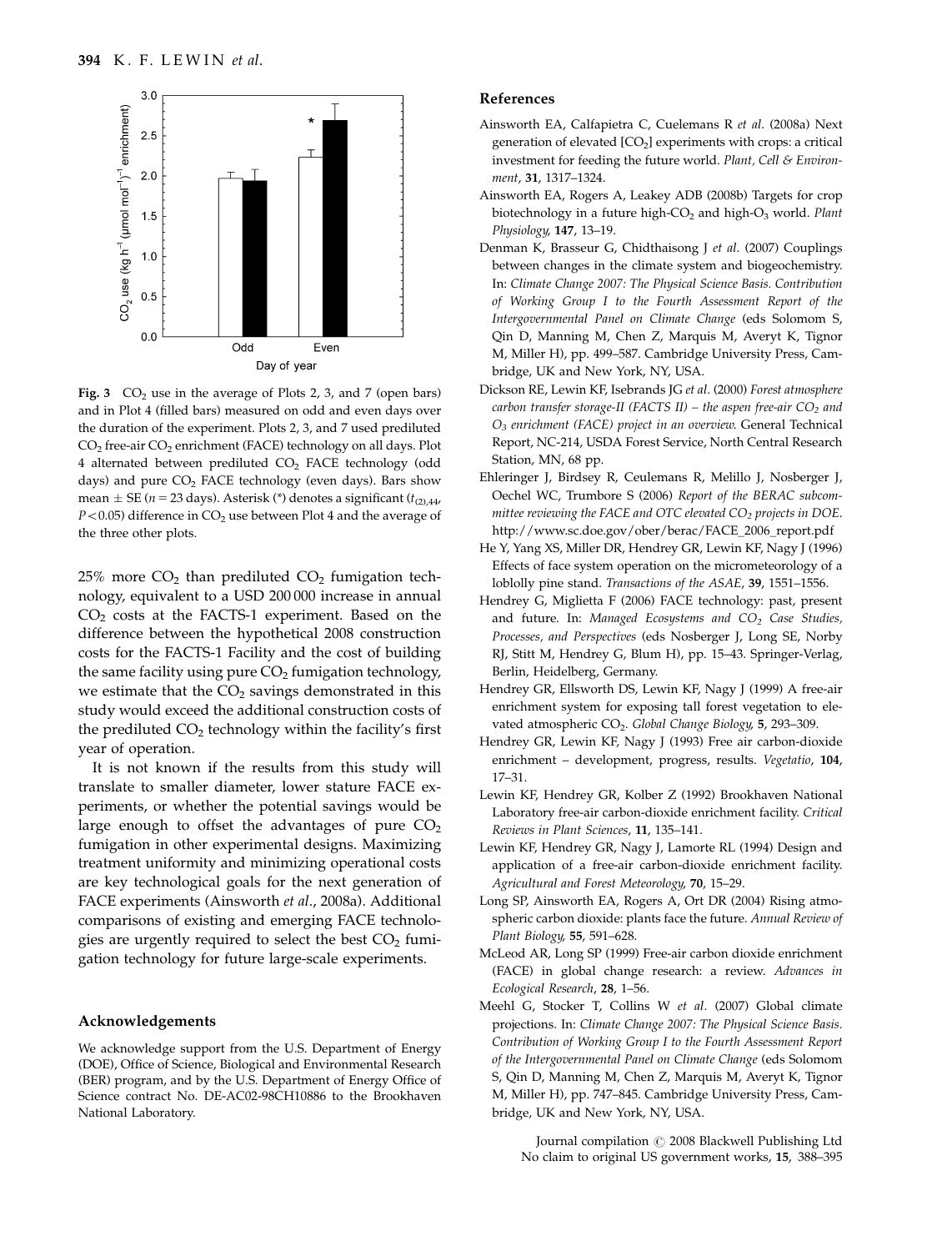**Fig. 3** $CO_2$ use in the average of Plots 2, 3, and 7 (open bars) and in Plot 4 (filled bars) measured on odd and even days over the duration of the experiment. Plots 2, 3, and 7 used prediluted $CO_2$ free-air $CO_2$ enrichment (FACE) technology on all days. Plot 4 alternated between prediluted $CO_2$ FACE technology (odd days) and pure $CO_2$ FACE technology (even days). Bars show mean ± SE ($n = 23$ days). Asterisk (*) denotes a significant ($t_{(2),44}$, $P < 0.05$) difference in $CO_2$ use between Plot 4 and the average of the three other plots.

25% more $CO_2$ than prediluted $CO_2$ fumigation technology, equivalent to a USD 200 000 increase in annual $CO_2$ costs at the FACTS-1 experiment. Based on the difference between the hypothetical 2008 construction costs for the FACTS-1 Facility and the cost of building the same facility using pure $CO_2$ fumigation technology, we estimate that the $CO_2$ savings demonstrated in this study would exceed the additional construction costs of the prediluted $CO_2$ technology within the facility's first year of operation.

It is not known if the results from this study will translate to smaller diameter, lower stature FACE experiments, or whether the potential savings would be large enough to offset the advantages of pure $CO_2$ fumigation in other experimental designs. Maximizing treatment uniformity and minimizing operational costs are key technological goals for the next generation of FACE experiments (Ainsworth *et al*., 2008a). Additional comparisons of existing and emerging FACE technologies are urgently required to select the best $CO_2$ fumigation technology for future large-scale experiments.

## Acknowledgements

We acknowledge support from the U.S. Department of Energy (DOE), Office of Science, Biological and Environmental Research (BER) program, and by the U.S. Department of Energy Office of Science contract No. DE-AC02-98CH10886 to the Brookhaven National Laboratory.

## References

Ainsworth EA, Calfapietra C, Cuelemans R *et al*. (2008a) Next generation of elevated [$CO_2$] experiments with crops: a critical investment for feeding the future world. *Plant, Cell & Environment*, **31**, 1317–1324.

Ainsworth EA, Rogers A, Leakey ADB (2008b) Targets for crop biotechnology in a future high-$CO_2$ and high-$O_3$ world. *Plant Physiology*, **147**, 13–19.

Denman K, Brasseur G, Chidthaisong J *et al*. (2007) Couplings between changes in the climate system and biogeochemistry. In: *Climate Change 2007: The Physical Science Basis. Contribution of Working Group I to the Fourth Assessment Report of the Intergovernmental Panel on Climate Change* (eds Solomom S, Qin D, Manning M, Chen Z, Marquis M, Averyt K, Tignor M, Miller H), pp. 499–587. Cambridge University Press, Cambridge, UK and New York, NY, USA.

Dickson RE, Lewin KF, Isebrands JG *et al*. (2000) *Forest atmosphere carbon transfer storage-II (FACTS II) – the aspen free-air $CO_2$ and $O_3$ enrichment (FACE) project in an overview*. General Technical Report, NC-214, USDA Forest Service, North Central Research Station, MN, 68 pp.

Ehleringer J, Birdsey R, Ceulemans R, Melillo J, Nosberger J, Oechel WC, Trumbore S (2006) *Report of the BERAC subcommittee reviewing the FACE and OTC elevated $CO_2$ projects in DOE*. http://www.sc.doe.gov/ober/berac/FACE_2006_report.pdf

He Y, Yang XS, Miller DR, Hendrey GR, Lewin KF, Nagy J (1996) Effects of face system operation on the micrometeorology of a loblolly pine stand. *Transactions of the ASAE*, **39**, 1551–1556.

Hendrey G, Miglietta F (2006) FACE technology: past, present and future. In: *Managed Ecosystems and $CO_2$ Case Studies, Processes, and Perspectives* (eds Nosberger J, Long SE, Norby RJ, Stitt M, Hendrey G, Blum H), pp. 15–43. Springer-Verlag, Berlin, Heidelberg, Germany.

Hendrey GR, Ellsworth DS, Lewin KF, Nagy J (1999) A free-air enrichment system for exposing tall forest vegetation to elevated atmospheric $CO_2$. *Global Change Biology*, **5**, 293–309.

Hendrey GR, Lewin KF, Nagy J (1993) Free air carbon-dioxide enrichment – development, progress, results. *Vegetatio*, **104**, 17–31.

Lewin KF, Hendrey GR, Kolber Z (1992) Brookhaven National Laboratory free-air carbon-dioxide enrichment facility. *Critical Reviews in Plant Sciences*, **11**, 135–141.

Lewin KF, Hendrey GR, Nagy J, Lamorte RL (1994) Design and application of a free-air carbon-dioxide enrichment facility. *Agricultural and Forest Meteorology*, **70**, 15–29.

Long SP, Ainsworth EA, Rogers A, Ort DR (2004) Rising atmospheric carbon dioxide: plants face the future. *Annual Review of Plant Biology*, **55**, 591–628.

McLeod AR, Long SP (1999) Free-air carbon dioxide enrichment (FACE) in global change research: a review. *Advances in Ecological Research*, **28**, 1–56.

Meehl G, Stocker T, Collins W *et al*. (2007) Global climate projections. In: *Climate Change 2007: The Physical Science Basis. Contribution of Working Group I to the Fourth Assessment Report of the Intergovernmental Panel on Climate Change* (eds Solomom S, Qin D, Manning M, Chen Z, Marquis M, Averyt K, Tignor M, Miller H), pp. 747–845. Cambridge University Press, Cambridge, UK and New York, NY, USA.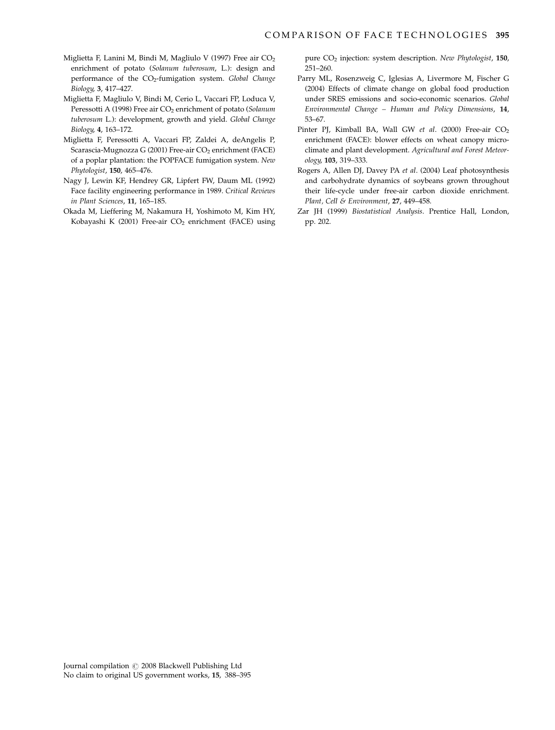Miglietta F, Lanini M, Bindi M, Magliulo V (1997) Free air $CO_2$ enrichment of potato (*Solanum tuberosum*, L.): design and performance of the $CO_2$-fumigation system. *Global Change Biology*, **3**, 417–427.

Miglietta F, Magliulo V, Bindi M, Cerio L, Vaccari FP, Loduca V, Peressotti A (1998) Free air $CO_2$ enrichment of potato (*Solanum tuberosum* L.): development, growth and yield. *Global Change Biology*, **4**, 163–172.

Miglietta F, Peressotti A, Vaccari FP, Zaldei A, deAngelis P, Scarascia-Mugnozza G (2001) Free-air $CO_2$ enrichment (FACE) of a poplar plantation: the POPFACE fumigation system. *New Phytologist*, **150**, 465–476.

Nagy J, Lewin KF, Hendrey GR, Lipfert FW, Daum ML (1992) Face facility engineering performance in 1989. *Critical Reviews in Plant Sciences*, **11**, 165–185.

Okada M, Lieffering M, Nakamura H, Yoshimoto M, Kim HY, Kobayashi K (2001) Free-air $CO_2$ enrichment (FACE) using pure $CO_2$ injection: system description. *New Phytologist*, **150**, 251–260.

Parry ML, Rosenzweig C, Iglesias A, Livermore M, Fischer G (2004) Effects of climate change on global food production under SRES emissions and socio-economic scenarios. *Global Environmental Change – Human and Policy Dimensions*, **14**, 53–67.

Pinter PJ, Kimball BA, Wall GW *et al*. (2000) Free-air $CO_2$ enrichment (FACE): blower effects on wheat canopy microclimate and plant development. *Agricultural and Forest Meteorology*, **103**, 319–333.

Rogers A, Allen DJ, Davey PA *et al*. (2004) Leaf photosynthesis and carbohydrate dynamics of soybeans grown throughout their life-cycle under free-air carbon dioxide enrichment. *Plant, Cell & Environment*, **27**, 449–458.

Zar JH (1999) *Biostatistical Analysis*. Prentice Hall, London, pp. 202.